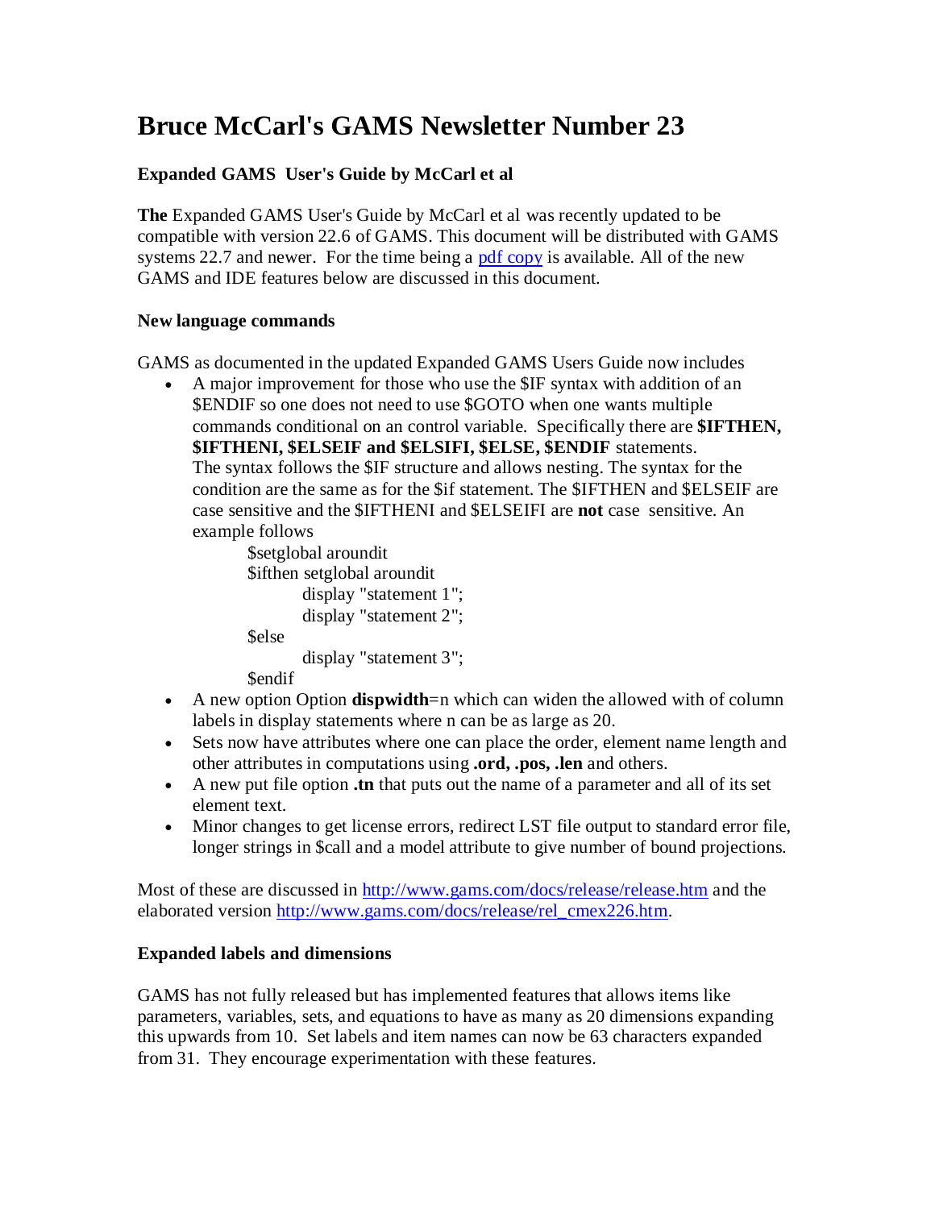# Bruce McCarl's GAMS Newsletter Number 23

### Expanded GAMS User's Guide by McCarl et al

**The** Expanded GAMS User's Guide by McCarl et al was recently updated to be compatible with version 22.6 of GAMS. This document will be distributed with GAMS systems 22.7 and newer. For the time being a pdf copy is available. All of the new GAMS and IDE features below are discussed in this document.

### New language commands

GAMS as documented in the updated Expanded GAMS Users Guide now includes

- A major improvement for those who use the $IF syntax with addition of an $ENDIF so one does not need to use $GOTO when one wants multiple commands conditional on an control variable. Specifically there are **$IFTHEN, $IFTHENI, $ELSEIF and $ELSIFI, $ELSE, $ENDIF** statements. The syntax follows the $IF structure and allows nesting. The syntax for the condition are the same as for the $if statement. The $IFTHEN and $ELSEIF are case sensitive and the $IFTHENI and $ELSEIFI are **not** case sensitive. An example follows

```
$setglobal aroundit
$ifthen setglobal aroundit
        display "statement 1";
        display "statement 2";
$else
        display "statement 3";
$endif
```

- A new option Option **dispwidth**=n which can widen the allowed with of column labels in display statements where n can be as large as 20.
- Sets now have attributes where one can place the order, element name length and other attributes in computations using **.ord, .pos, .len** and others.
- A new put file option **.tn** that puts out the name of a parameter and all of its set element text.
- Minor changes to get license errors, redirect LST file output to standard error file, longer strings in $call and a model attribute to give number of bound projections.

Most of these are discussed in http://www.gams.com/docs/release/release.htm and the elaborated version http://www.gams.com/docs/release/rel_cmex226.htm.

### Expanded labels and dimensions

GAMS has not fully released but has implemented features that allows items like parameters, variables, sets, and equations to have as many as 20 dimensions expanding this upwards from 10. Set labels and item names can now be 63 characters expanded from 31. They encourage experimentation with these features.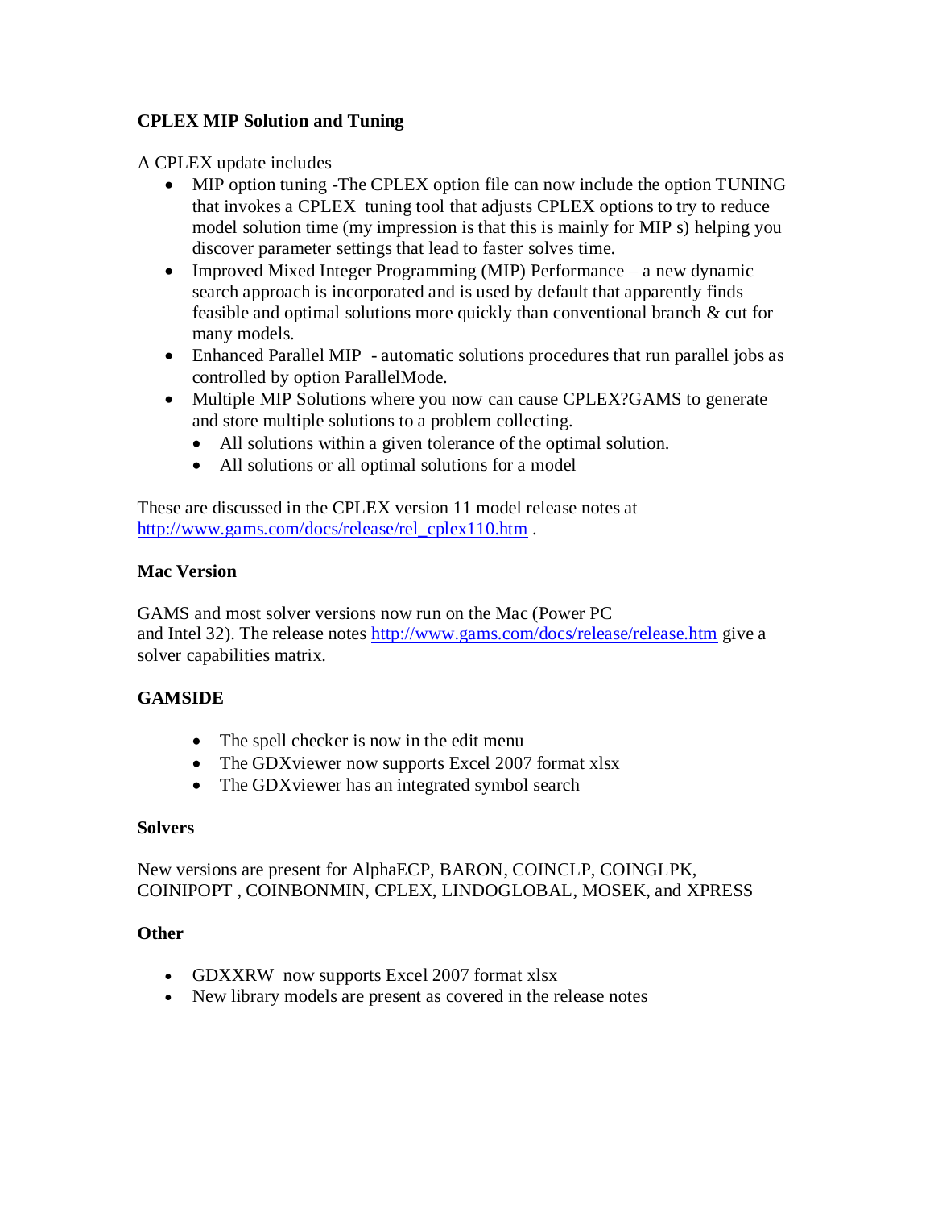### CPLEX MIP Solution and Tuning

A CPLEX update includes

- MIP option tuning -The CPLEX option file can now include the option TUNING that invokes a CPLEX tuning tool that adjusts CPLEX options to try to reduce model solution time (my impression is that this is mainly for MIP s) helping you discover parameter settings that lead to faster solves time.
- Improved Mixed Integer Programming (MIP) Performance – a new dynamic search approach is incorporated and is used by default that apparently finds feasible and optimal solutions more quickly than conventional branch & cut for many models.
- Enhanced Parallel MIP - automatic solutions procedures that run parallel jobs as controlled by option ParallelMode.
- Multiple MIP Solutions where you now can cause CPLEX?GAMS to generate and store multiple solutions to a problem collecting.
    - All solutions within a given tolerance of the optimal solution.
    - All solutions or all optimal solutions for a model

These are discussed in the CPLEX version 11 model release notes at [http://www.gams.com/docs/release/rel_cplex110.htm](http://www.gams.com/docs/release/rel_cplex110.htm) .

### Mac Version

GAMS and most solver versions now run on the Mac (Power PC and Intel 32). The release notes [http://www.gams.com/docs/release/release.htm](http://www.gams.com/docs/release/release.htm) give a solver capabilities matrix.

### GAMSIDE

- The spell checker is now in the edit menu
- The GDXviewer now supports Excel 2007 format xlsx
- The GDXviewer has an integrated symbol search

### Solvers

New versions are present for AlphaECP, BARON, COINCLP, COINGLPK, COINIPOPT , COINBONMIN, CPLEX, LINDOGLOBAL, MOSEK, and XPRESS

### Other

- GDXXRW now supports Excel 2007 format xlsx
- New library models are present as covered in the release notes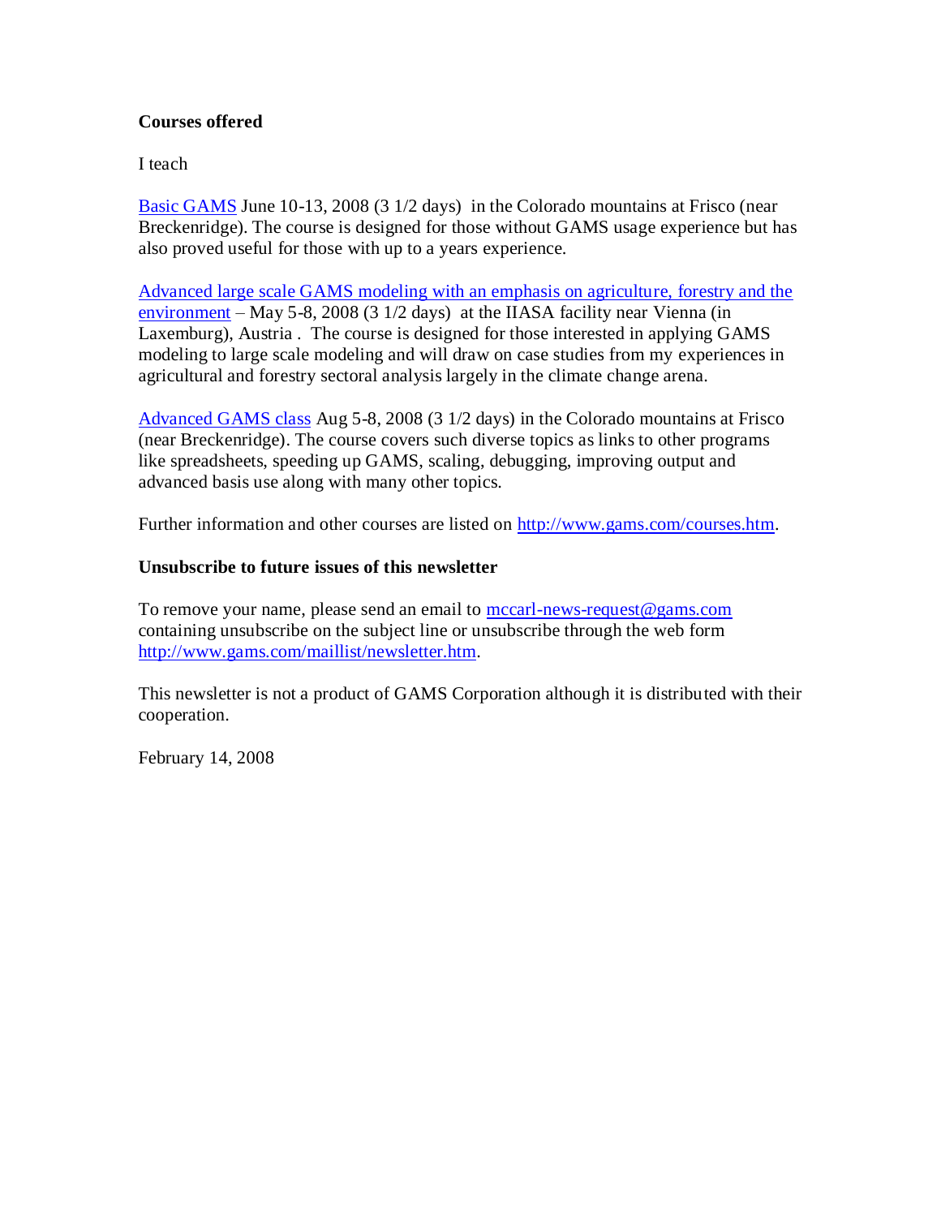## Courses offered

I teach

[Basic GAMS](#) June 10-13, 2008 (3 1/2 days) in the Colorado mountains at Frisco (near Breckenridge). The course is designed for those without GAMS usage experience but has also proved useful for those with up to a years experience.

[Advanced large scale GAMS modeling with an emphasis on agriculture, forestry and the environment](#) – May 5-8, 2008 (3 1/2 days) at the IIASA facility near Vienna (in Laxemburg), Austria . The course is designed for those interested in applying GAMS modeling to large scale modeling and will draw on case studies from my experiences in agricultural and forestry sectoral analysis largely in the climate change arena.

[Advanced GAMS class](#) Aug 5-8, 2008 (3 1/2 days) in the Colorado mountains at Frisco (near Breckenridge). The course covers such diverse topics as links to other programs like spreadsheets, speeding up GAMS, scaling, debugging, improving output and advanced basis use along with many other topics.

Further information and other courses are listed on http://www.gams.com/courses.htm.

## Unsubscribe to future issues of this newsletter

To remove your name, please send an email to mccarl-news-request@gams.com containing unsubscribe on the subject line or unsubscribe through the web form http://www.gams.com/maillist/newsletter.htm.

This newsletter is not a product of GAMS Corporation although it is distributed with their cooperation.

February 14, 2008